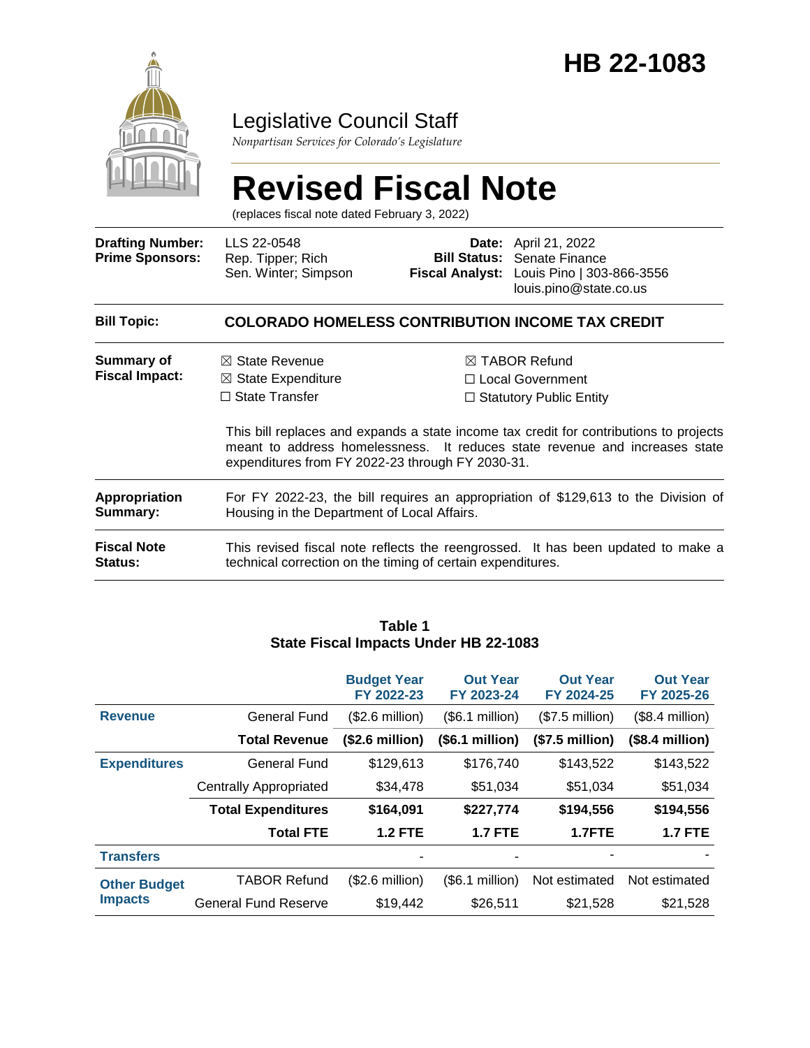# HB 22-1083

## Legislative Council Staff

*Nonpartisan Services for Colorado's Legislature*

# Revised Fiscal Note

(replaces fiscal note dated February 3, 2022)

| | | | |
|---|---|---|---|
| **Drafting Number:** | LLS 22-0548 | **Date:** | April 21, 2022 |
| **Prime Sponsors:** | Rep. Tipper; Rich<br>Sen. Winter; Simpson | **Bill Status:** | Senate Finance |
| | | **Fiscal Analyst:** | Louis Pino \| 303-866-3556<br>louis.pino@state.co.us |

**Bill Topic:** **COLORADO HOMELESS CONTRIBUTION INCOME TAX CREDIT**

**Summary of Fiscal Impact:**

- ☒ State Revenue
- ☒ State Expenditure
- ☐ State Transfer
- ☒ TABOR Refund
- ☐ Local Government
- ☐ Statutory Public Entity

This bill replaces and expands a state income tax credit for contributions to projects meant to address homelessness. It reduces state revenue and increases state expenditures from FY 2022-23 through FY 2030-31.

**Appropriation Summary:** For FY 2022-23, the bill requires an appropriation of $129,613 to the Division of Housing in the Department of Local Affairs.

**Fiscal Note Status:** This revised fiscal note reflects the reengrossed. It has been updated to make a technical correction on the timing of certain expenditures.

**Table 1**
**State Fiscal Impacts Under HB 22-1083**

| | | Budget Year FY 2022-23 | Out Year FY 2023-24 | Out Year FY 2024-25 | Out Year FY 2025-26 |
|---|---|---|---|---|---|
| **Revenue** | General Fund | ($2.6 million) | ($6.1 million) | ($7.5 million) | ($8.4 million) |
| | **Total Revenue** | **($2.6 million)** | **($6.1 million)** | **($7.5 million)** | **($8.4 million)** |
| **Expenditures** | General Fund | $129,613 | $176,740 | $143,522 | $143,522 |
| | Centrally Appropriated | $34,478 | $51,034 | $51,034 | $51,034 |
| | **Total Expenditures** | **$164,091** | **$227,774** | **$194,556** | **$194,556** |
| | **Total FTE** | **1.2 FTE** | **1.7 FTE** | **1.7FTE** | **1.7 FTE** |
| **Transfers** | | - | - | - | - |
| **Other Budget Impacts** | TABOR Refund | ($2.6 million) | ($6.1 million) | Not estimated | Not estimated |
| | General Fund Reserve | $19,442 | $26,511 | $21,528 | $21,528 |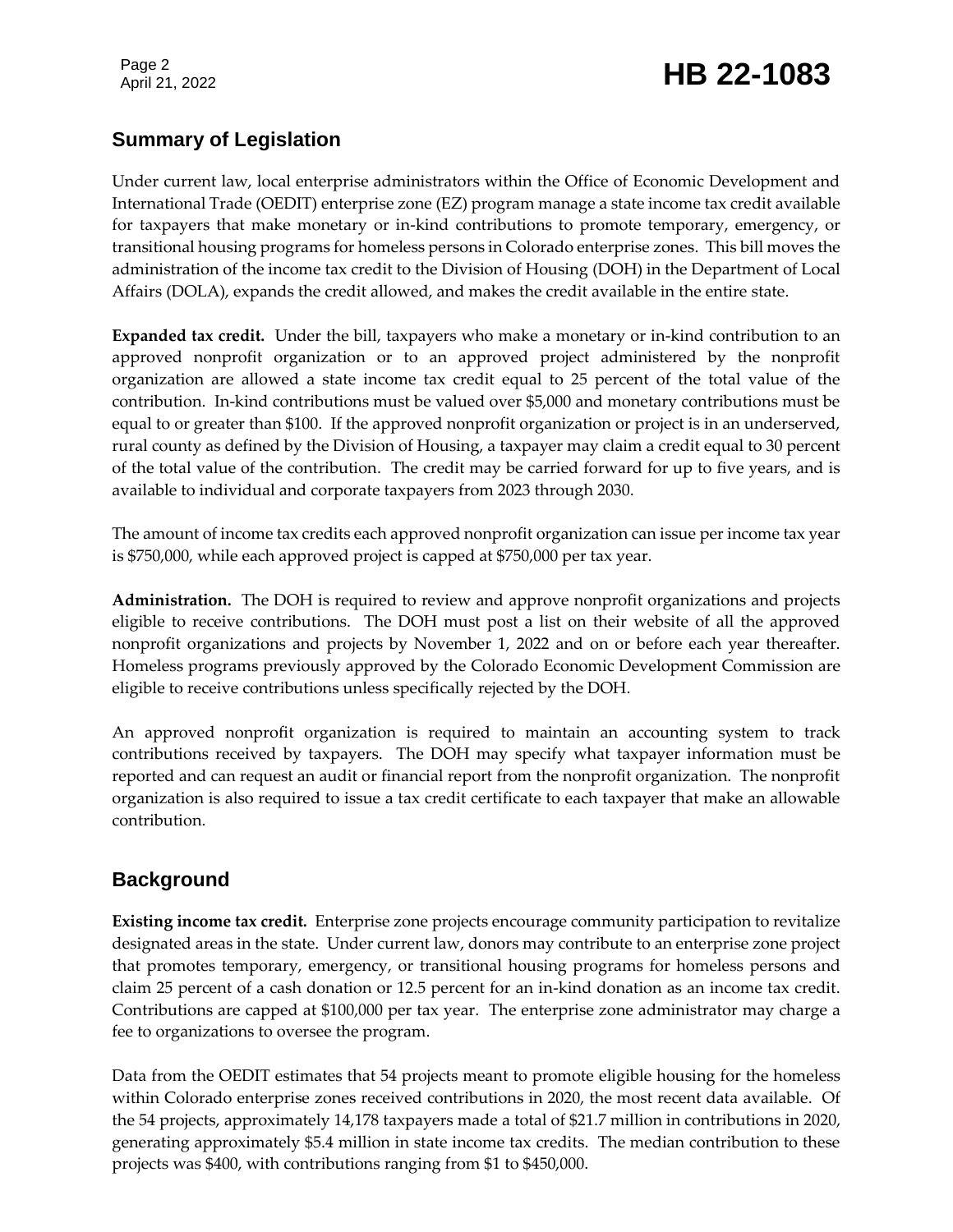## Summary of Legislation

Under current law, local enterprise administrators within the Office of Economic Development and International Trade (OEDIT) enterprise zone (EZ) program manage a state income tax credit available for taxpayers that make monetary or in-kind contributions to promote temporary, emergency, or transitional housing programs for homeless persons in Colorado enterprise zones. This bill moves the administration of the income tax credit to the Division of Housing (DOH) in the Department of Local Affairs (DOLA), expands the credit allowed, and makes the credit available in the entire state.

**Expanded tax credit.** Under the bill, taxpayers who make a monetary or in-kind contribution to an approved nonprofit organization or to an approved project administered by the nonprofit organization are allowed a state income tax credit equal to 25 percent of the total value of the contribution. In-kind contributions must be valued over $5,000 and monetary contributions must be equal to or greater than $100. If the approved nonprofit organization or project is in an underserved, rural county as defined by the Division of Housing, a taxpayer may claim a credit equal to 30 percent of the total value of the contribution. The credit may be carried forward for up to five years, and is available to individual and corporate taxpayers from 2023 through 2030.

The amount of income tax credits each approved nonprofit organization can issue per income tax year is $750,000, while each approved project is capped at $750,000 per tax year.

**Administration.** The DOH is required to review and approve nonprofit organizations and projects eligible to receive contributions. The DOH must post a list on their website of all the approved nonprofit organizations and projects by November 1, 2022 and on or before each year thereafter. Homeless programs previously approved by the Colorado Economic Development Commission are eligible to receive contributions unless specifically rejected by the DOH.

An approved nonprofit organization is required to maintain an accounting system to track contributions received by taxpayers. The DOH may specify what taxpayer information must be reported and can request an audit or financial report from the nonprofit organization. The nonprofit organization is also required to issue a tax credit certificate to each taxpayer that make an allowable contribution.

## Background

**Existing income tax credit.** Enterprise zone projects encourage community participation to revitalize designated areas in the state. Under current law, donors may contribute to an enterprise zone project that promotes temporary, emergency, or transitional housing programs for homeless persons and claim 25 percent of a cash donation or 12.5 percent for an in-kind donation as an income tax credit. Contributions are capped at $100,000 per tax year. The enterprise zone administrator may charge a fee to organizations to oversee the program.

Data from the OEDIT estimates that 54 projects meant to promote eligible housing for the homeless within Colorado enterprise zones received contributions in 2020, the most recent data available. Of the 54 projects, approximately 14,178 taxpayers made a total of $21.7 million in contributions in 2020, generating approximately $5.4 million in state income tax credits. The median contribution to these projects was $400, with contributions ranging from $1 to $450,000.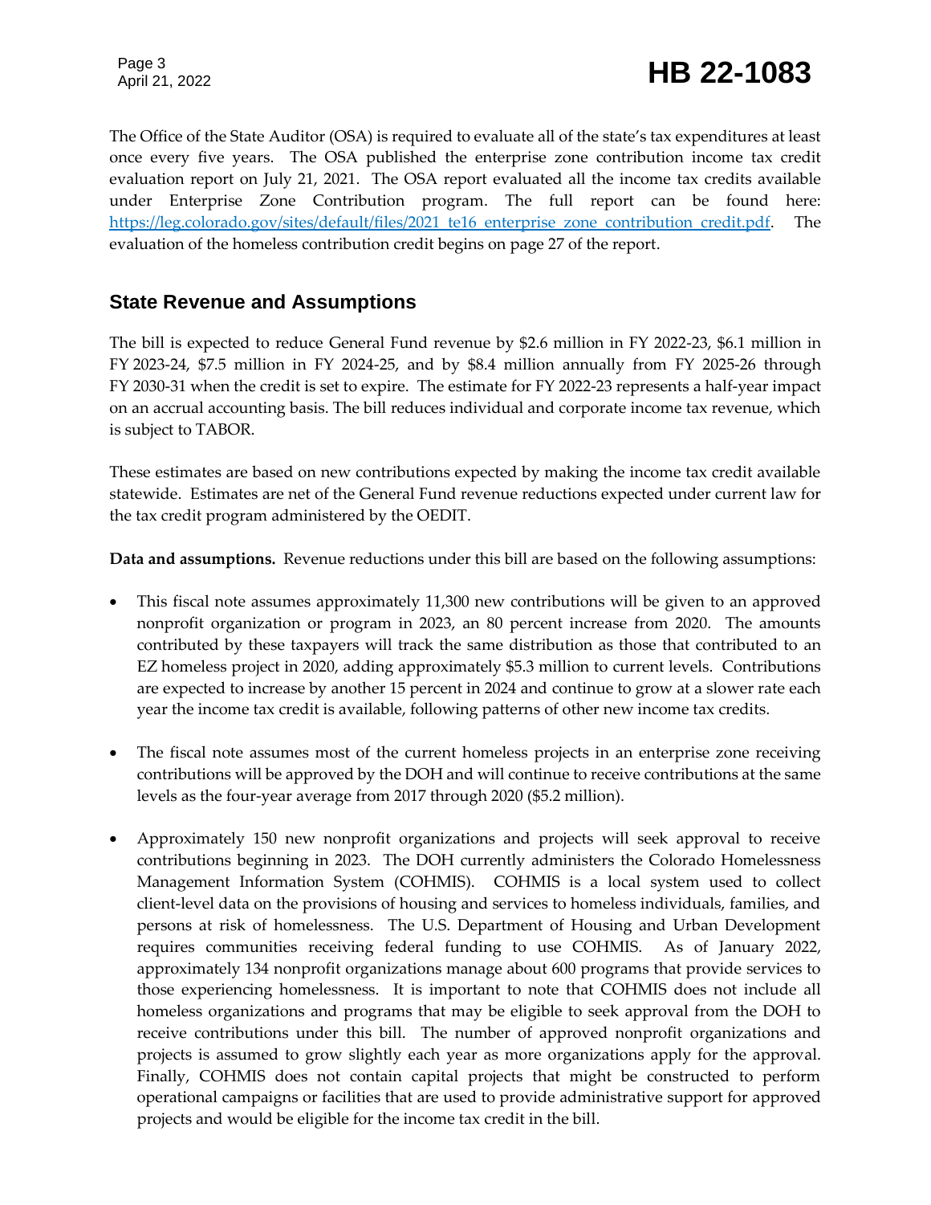The Office of the State Auditor (OSA) is required to evaluate all of the state's tax expenditures at least once every five years. The OSA published the enterprise zone contribution income tax credit evaluation report on July 21, 2021. The OSA report evaluated all the income tax credits available under Enterprise Zone Contribution program. The full report can be found here: [https://leg.colorado.gov/sites/default/files/2021_te16_enterprise_zone_contribution_credit.pdf](https://leg.colorado.gov/sites/default/files/2021_te16_enterprise_zone_contribution_credit.pdf). The evaluation of the homeless contribution credit begins on page 27 of the report.

## State Revenue and Assumptions

The bill is expected to reduce General Fund revenue by $2.6 million in FY 2022-23, $6.1 million in FY 2023-24, $7.5 million in FY 2024-25, and by $8.4 million annually from FY 2025-26 through FY 2030-31 when the credit is set to expire. The estimate for FY 2022-23 represents a half-year impact on an accrual accounting basis. The bill reduces individual and corporate income tax revenue, which is subject to TABOR.

These estimates are based on new contributions expected by making the income tax credit available statewide. Estimates are net of the General Fund revenue reductions expected under current law for the tax credit program administered by the OEDIT.

**Data and assumptions.** Revenue reductions under this bill are based on the following assumptions:

- This fiscal note assumes approximately 11,300 new contributions will be given to an approved nonprofit organization or program in 2023, an 80 percent increase from 2020. The amounts contributed by these taxpayers will track the same distribution as those that contributed to an EZ homeless project in 2020, adding approximately $5.3 million to current levels. Contributions are expected to increase by another 15 percent in 2024 and continue to grow at a slower rate each year the income tax credit is available, following patterns of other new income tax credits.

- The fiscal note assumes most of the current homeless projects in an enterprise zone receiving contributions will be approved by the DOH and will continue to receive contributions at the same levels as the four-year average from 2017 through 2020 ($5.2 million).

- Approximately 150 new nonprofit organizations and projects will seek approval to receive contributions beginning in 2023. The DOH currently administers the Colorado Homelessness Management Information System (COHMIS). COHMIS is a local system used to collect client-level data on the provisions of housing and services to homeless individuals, families, and persons at risk of homelessness. The U.S. Department of Housing and Urban Development requires communities receiving federal funding to use COHMIS. As of January 2022, approximately 134 nonprofit organizations manage about 600 programs that provide services to those experiencing homelessness. It is important to note that COHMIS does not include all homeless organizations and programs that may be eligible to seek approval from the DOH to receive contributions under this bill. The number of approved nonprofit organizations and projects is assumed to grow slightly each year as more organizations apply for the approval. Finally, COHMIS does not contain capital projects that might be constructed to perform operational campaigns or facilities that are used to provide administrative support for approved projects and would be eligible for the income tax credit in the bill.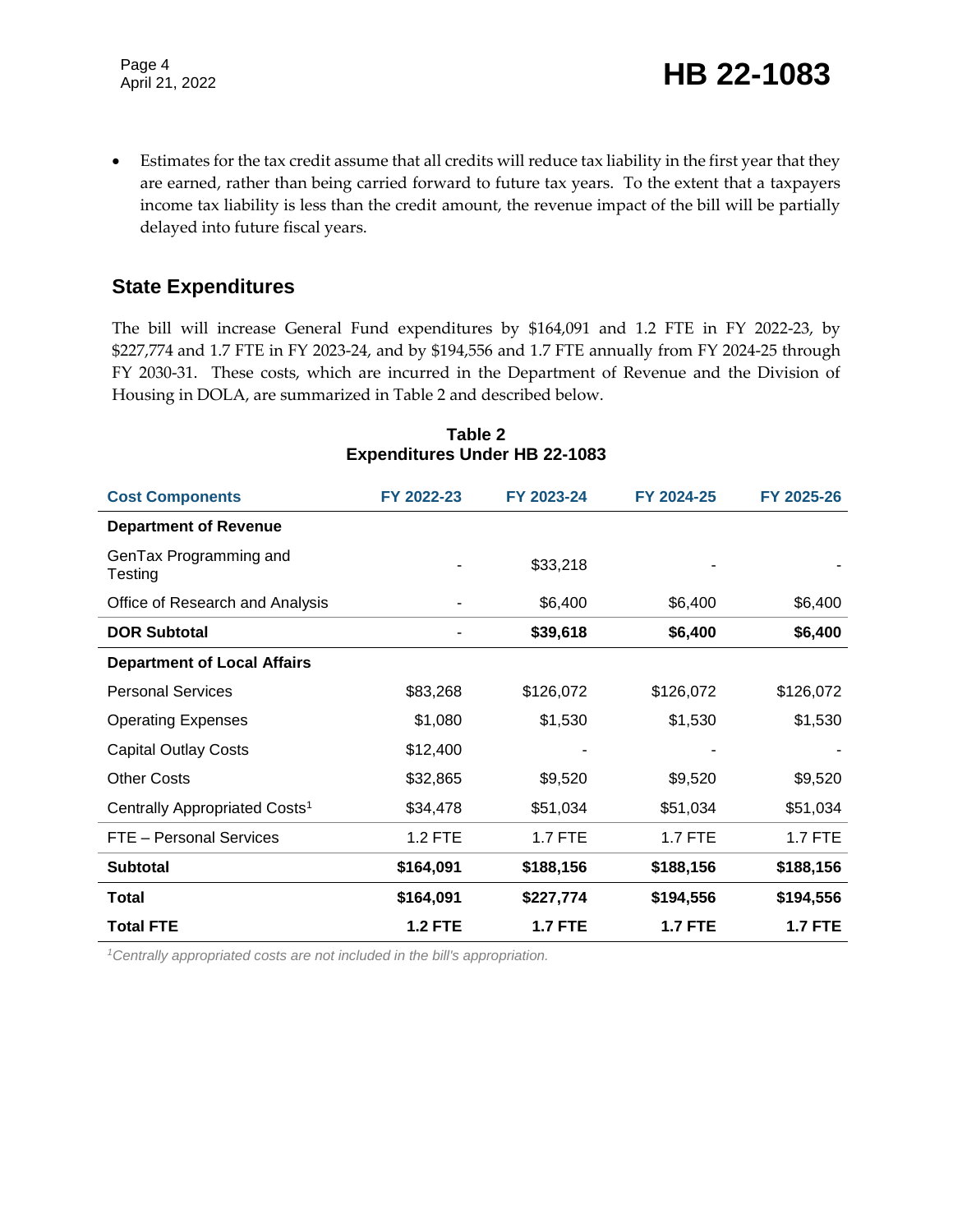- Estimates for the tax credit assume that all credits will reduce tax liability in the first year that they are earned, rather than being carried forward to future tax years. To the extent that a taxpayers income tax liability is less than the credit amount, the revenue impact of the bill will be partially delayed into future fiscal years.

## State Expenditures

The bill will increase General Fund expenditures by $164,091 and 1.2 FTE in FY 2022-23, by $227,774 and 1.7 FTE in FY 2023-24, and by $194,556 and 1.7 FTE annually from FY 2024-25 through FY 2030-31. These costs, which are incurred in the Department of Revenue and the Division of Housing in DOLA, are summarized in Table 2 and described below.

**Table 2**
**Expenditures Under HB 22-1083**

| Cost Components | FY 2022-23 | FY 2023-24 | FY 2024-25 | FY 2025-26 |
|---|---|---|---|---|
| **Department of Revenue** | | | | |
| GenTax Programming and Testing | - | $33,218 | - | - |
| Office of Research and Analysis | - | $6,400 | $6,400 | $6,400 |
| **DOR Subtotal** | - | **$39,618** | **$6,400** | **$6,400** |
| **Department of Local Affairs** | | | | |
| Personal Services | $83,268 | $126,072 | $126,072 | $126,072 |
| Operating Expenses | $1,080 | $1,530 | $1,530 | $1,530 |
| Capital Outlay Costs | $12,400 | - | - | - |
| Other Costs | $32,865 | $9,520 | $9,520 | $9,520 |
| Centrally Appropriated Costs[1] | $34,478 | $51,034 | $51,034 | $51,034 |
| FTE – Personal Services | 1.2 FTE | 1.7 FTE | 1.7 FTE | 1.7 FTE |
| **Subtotal** | **$164,091** | **$188,156** | **$188,156** | **$188,156** |
| **Total** | **$164,091** | **$227,774** | **$194,556** | **$194,556** |
| **Total FTE** | **1.2 FTE** | **1.7 FTE** | **1.7 FTE** | **1.7 FTE** |

*[1]Centrally appropriated costs are not included in the bill's appropriation.*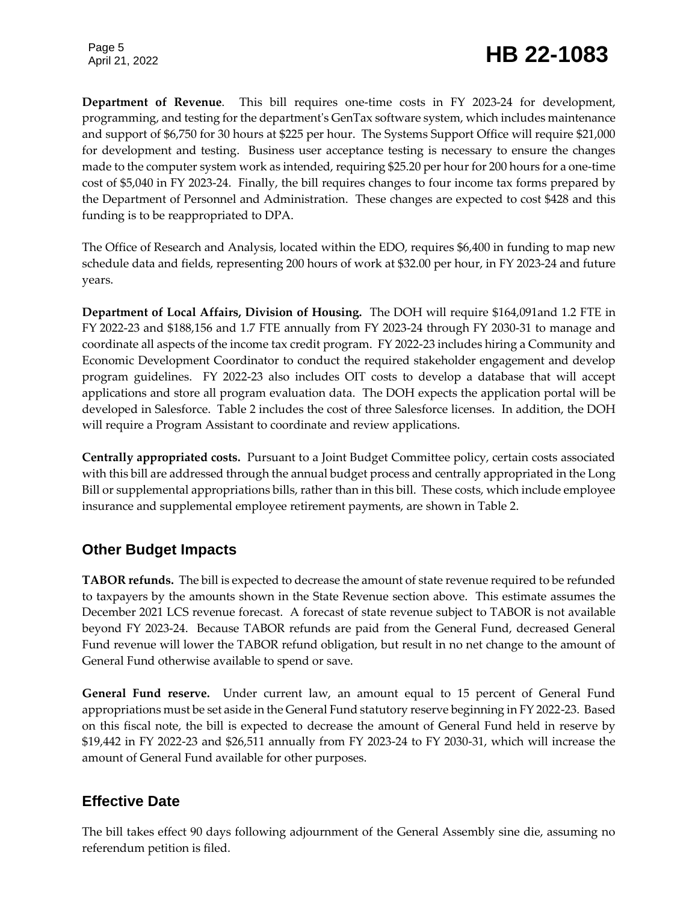**Department of Revenue**. This bill requires one-time costs in FY 2023-24 for development, programming, and testing for the department's GenTax software system, which includes maintenance and support of $6,750 for 30 hours at $225 per hour. The Systems Support Office will require $21,000 for development and testing. Business user acceptance testing is necessary to ensure the changes made to the computer system work as intended, requiring $25.20 per hour for 200 hours for a one-time cost of $5,040 in FY 2023-24. Finally, the bill requires changes to four income tax forms prepared by the Department of Personnel and Administration. These changes are expected to cost $428 and this funding is to be reappropriated to DPA.

The Office of Research and Analysis, located within the EDO, requires $6,400 in funding to map new schedule data and fields, representing 200 hours of work at $32.00 per hour, in FY 2023-24 and future years.

**Department of Local Affairs, Division of Housing.** The DOH will require $164,091and 1.2 FTE in FY 2022-23 and $188,156 and 1.7 FTE annually from FY 2023-24 through FY 2030-31 to manage and coordinate all aspects of the income tax credit program. FY 2022-23 includes hiring a Community and Economic Development Coordinator to conduct the required stakeholder engagement and develop program guidelines. FY 2022-23 also includes OIT costs to develop a database that will accept applications and store all program evaluation data. The DOH expects the application portal will be developed in Salesforce. Table 2 includes the cost of three Salesforce licenses. In addition, the DOH will require a Program Assistant to coordinate and review applications.

**Centrally appropriated costs.** Pursuant to a Joint Budget Committee policy, certain costs associated with this bill are addressed through the annual budget process and centrally appropriated in the Long Bill or supplemental appropriations bills, rather than in this bill. These costs, which include employee insurance and supplemental employee retirement payments, are shown in Table 2.

## Other Budget Impacts

**TABOR refunds.** The bill is expected to decrease the amount of state revenue required to be refunded to taxpayers by the amounts shown in the State Revenue section above. This estimate assumes the December 2021 LCS revenue forecast. A forecast of state revenue subject to TABOR is not available beyond FY 2023-24. Because TABOR refunds are paid from the General Fund, decreased General Fund revenue will lower the TABOR refund obligation, but result in no net change to the amount of General Fund otherwise available to spend or save.

**General Fund reserve.** Under current law, an amount equal to 15 percent of General Fund appropriations must be set aside in the General Fund statutory reserve beginning in FY 2022-23. Based on this fiscal note, the bill is expected to decrease the amount of General Fund held in reserve by $19,442 in FY 2022-23 and $26,511 annually from FY 2023-24 to FY 2030-31, which will increase the amount of General Fund available for other purposes.

## Effective Date

The bill takes effect 90 days following adjournment of the General Assembly sine die, assuming no referendum petition is filed.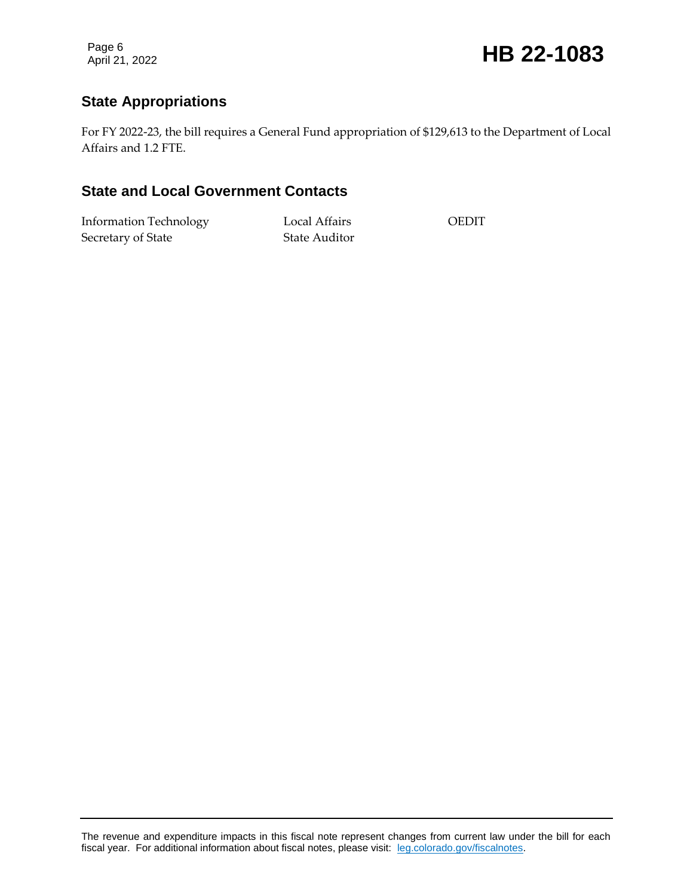## State Appropriations

For FY 2022-23, the bill requires a General Fund appropriation of $129,613 to the Department of Local Affairs and 1.2 FTE.

## State and Local Government Contacts

| | | |
|---|---|---|
| Information Technology | Local Affairs | OEDIT |
| Secretary of State | State Auditor | |

The revenue and expenditure impacts in this fiscal note represent changes from current law under the bill for each fiscal year. For additional information about fiscal notes, please visit: leg.colorado.gov/fiscalnotes.